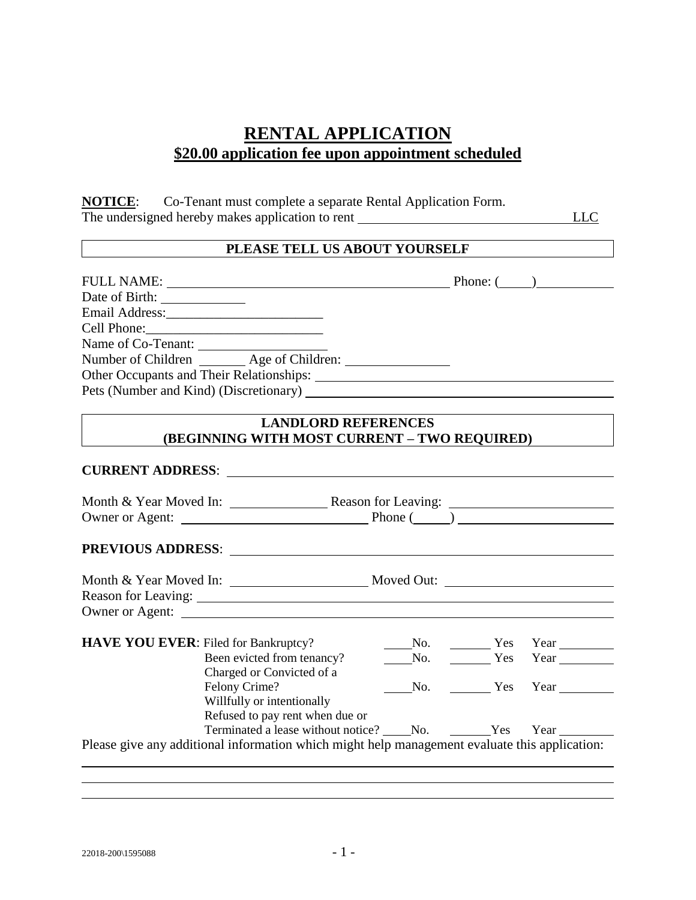# RENTAL APPLICATION

## $20.00 application fee upon appointment scheduled

**NOTICE**: Co-Tenant must complete a separate Rental Application Form.

The undersigned hereby makes application to rent _______________________________ LLC

**PLEASE TELL US ABOUT YOURSELF**

FULL NAME: ________________________________________ Phone: (____)__________

Date of Birth: ____________

Email Address:_______________________

Cell Phone:__________________________

Name of Co-Tenant: __________________

Number of Children _______ Age of Children: _______________

Other Occupants and Their Relationships: ___________________________________________

Pets (Number and Kind) (Discretionary) ____________________________________________

**LANDLORD REFERENCES (BEGINNING WITH MOST CURRENT – TWO REQUIRED)**

**CURRENT ADDRESS**: ______________________________________________________________

Month & Year Moved In: _______________ Reason for Leaving: _______________________

Owner or Agent: ___________________________ Phone (______) _______________________

**PREVIOUS ADDRESS**: _____________________________________________________________

Month & Year Moved In: ____________________ Moved Out: _________________________

Reason for Leaving: ________________________________________________________________

Owner or Agent: ___________________________________________________________________

**HAVE YOU EVER**: Filed for Bankruptcy? ____No. ______ Yes Year ________

Been evicted from tenancy? ____No. ______ Yes Year ________

Charged or Convicted of a Felony Crime? ____No. ______ Yes Year ________

Willfully or intentionally Refused to pay rent when due or Terminated a lease without notice? ____No. ______Yes Year ________

Please give any additional information which might help management evaluate this application:

___________________________________________________________________________________

___________________________________________________________________________________

___________________________________________________________________________________

22018-200\1595088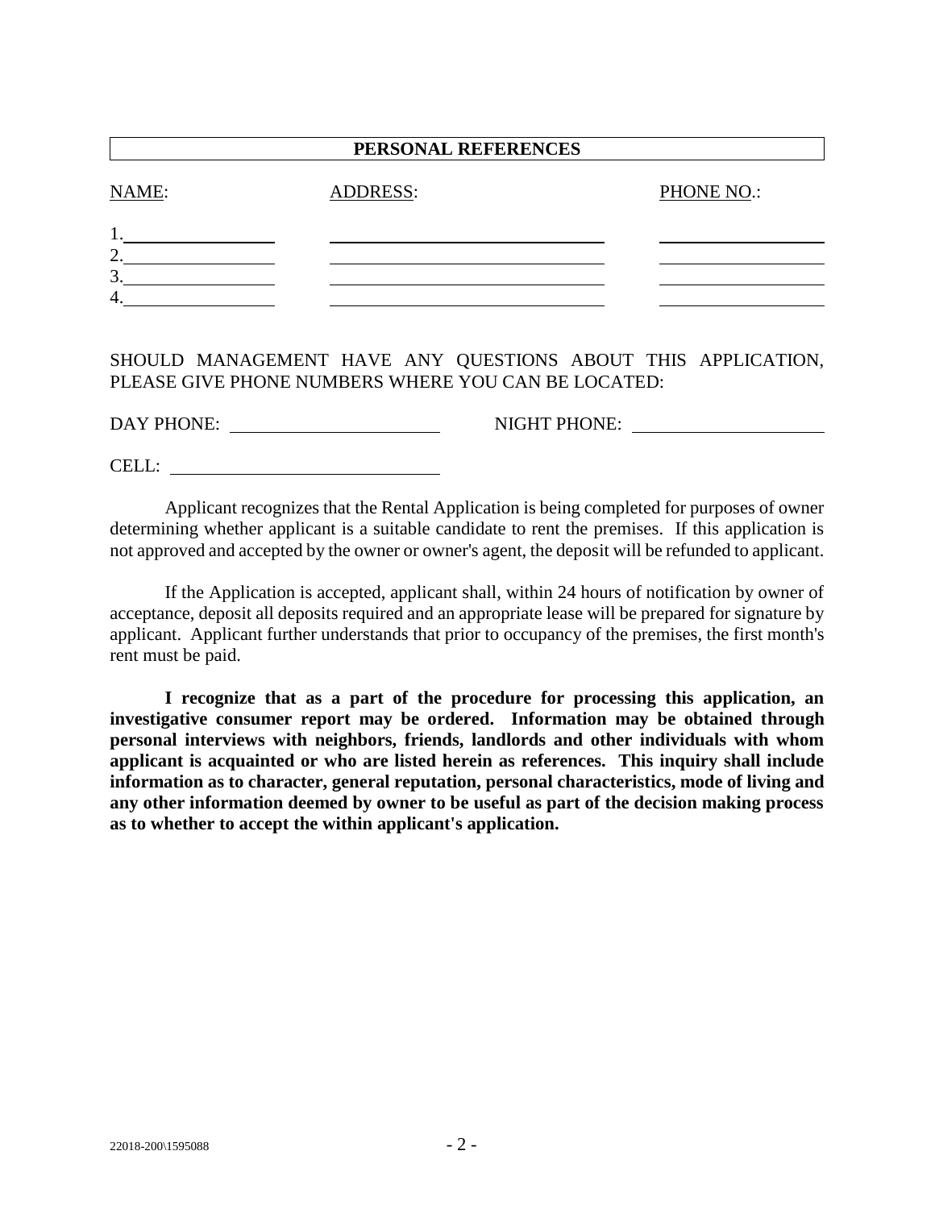## PERSONAL REFERENCES

| NAME: | ADDRESS: | PHONE NO.: |
| --- | --- | --- |
| 1.\_\_\_\_\_\_\_\_\_\_\_\_\_\_\_\_ | \_\_\_\_\_\_\_\_\_\_\_\_\_\_\_\_\_\_\_\_\_\_\_\_\_\_\_\_\_\_ | \_\_\_\_\_\_\_\_\_\_\_\_\_\_\_\_\_\_ |
| 2.\_\_\_\_\_\_\_\_\_\_\_\_\_\_\_\_ | \_\_\_\_\_\_\_\_\_\_\_\_\_\_\_\_\_\_\_\_\_\_\_\_\_\_\_\_\_\_ | \_\_\_\_\_\_\_\_\_\_\_\_\_\_\_\_\_\_ |
| 3.\_\_\_\_\_\_\_\_\_\_\_\_\_\_\_\_ | \_\_\_\_\_\_\_\_\_\_\_\_\_\_\_\_\_\_\_\_\_\_\_\_\_\_\_\_\_\_ | \_\_\_\_\_\_\_\_\_\_\_\_\_\_\_\_\_\_ |
| 4.\_\_\_\_\_\_\_\_\_\_\_\_\_\_\_\_ | \_\_\_\_\_\_\_\_\_\_\_\_\_\_\_\_\_\_\_\_\_\_\_\_\_\_\_\_\_\_ | \_\_\_\_\_\_\_\_\_\_\_\_\_\_\_\_\_\_ |

SHOULD MANAGEMENT HAVE ANY QUESTIONS ABOUT THIS APPLICATION, PLEASE GIVE PHONE NUMBERS WHERE YOU CAN BE LOCATED:

DAY PHONE: \_\_\_\_\_\_\_\_\_\_\_\_\_\_\_\_\_\_\_\_\_\_ NIGHT PHONE: \_\_\_\_\_\_\_\_\_\_\_\_\_\_\_\_\_\_\_\_\_\_

CELL: \_\_\_\_\_\_\_\_\_\_\_\_\_\_\_\_\_\_\_\_\_\_\_\_\_\_\_\_

Applicant recognizes that the Rental Application is being completed for purposes of owner determining whether applicant is a suitable candidate to rent the premises. If this application is not approved and accepted by the owner or owner's agent, the deposit will be refunded to applicant.

If the Application is accepted, applicant shall, within 24 hours of notification by owner of acceptance, deposit all deposits required and an appropriate lease will be prepared for signature by applicant. Applicant further understands that prior to occupancy of the premises, the first month's rent must be paid.

**I recognize that as a part of the procedure for processing this application, an investigative consumer report may be ordered. Information may be obtained through personal interviews with neighbors, friends, landlords and other individuals with whom applicant is acquainted or who are listed herein as references. This inquiry shall include information as to character, general reputation, personal characteristics, mode of living and any other information deemed by owner to be useful as part of the decision making process as to whether to accept the within applicant's application.**

22018-200\1595088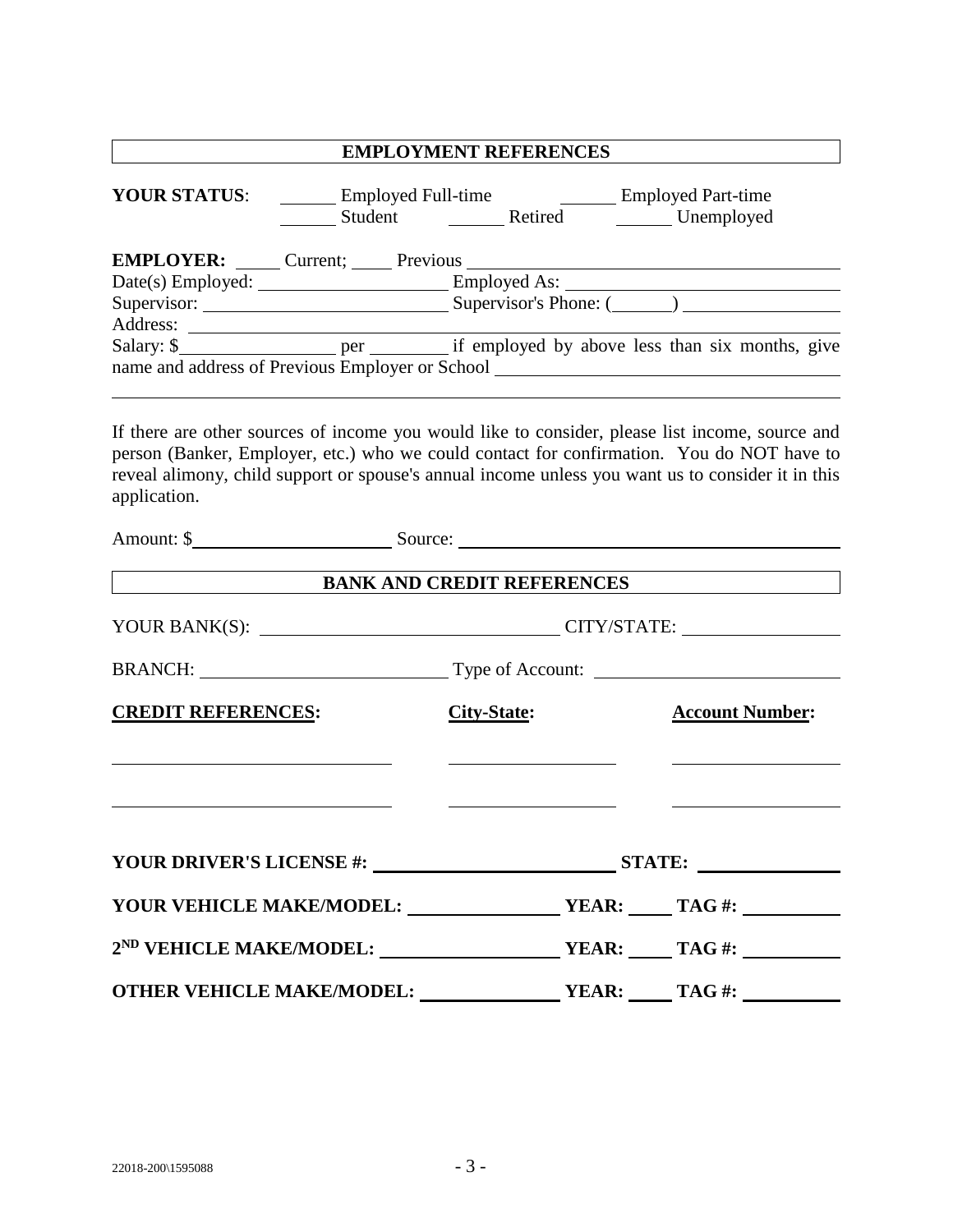## EMPLOYMENT REFERENCES

**YOUR STATUS**: ______ Employed Full-time ______ Employed Part-time
______ Student ______ Retired ______ Unemployed

**EMPLOYER:** _____ Current; _____ Previous ________________________________________

Date(s) Employed: ____________________ Employed As: ____________________________

Supervisor: __________________________ Supervisor's Phone: (_______) ________________

Address: ______________________________________________________________________

Salary: $________________ per ________ if employed by above less than six months, give name and address of Previous Employer or School ___________________________________

______________________________________________________________________________

If there are other sources of income you would like to consider, please list income, source and person (Banker, Employer, etc.) who we could contact for confirmation. You do NOT have to reveal alimony, child support or spouse's annual income unless you want us to consider it in this application.

Amount: $_____________________ Source: _________________________________________

## BANK AND CREDIT REFERENCES

YOUR BANK(S): _______________________________ CITY/STATE: __________________

BRANCH: __________________________ Type of Account: __________________________

| **CREDIT REFERENCES:** | **City-State:** | **Account Number:** |
|---|---|---|
| ______________________________ | __________________ | __________________ |
| ______________________________ | __________________ | __________________ |

**YOUR DRIVER'S LICENSE #:** ________________________ **STATE:** _______________

**YOUR VEHICLE MAKE/MODEL:** _______________ **YEAR:** _____ **TAG #:** __________

**2ND VEHICLE MAKE/MODEL:** __________________ **YEAR:** _____ **TAG #:** __________

**OTHER VEHICLE MAKE/MODEL:** ______________ **YEAR:** _____ **TAG #:** __________

22018-200\1595088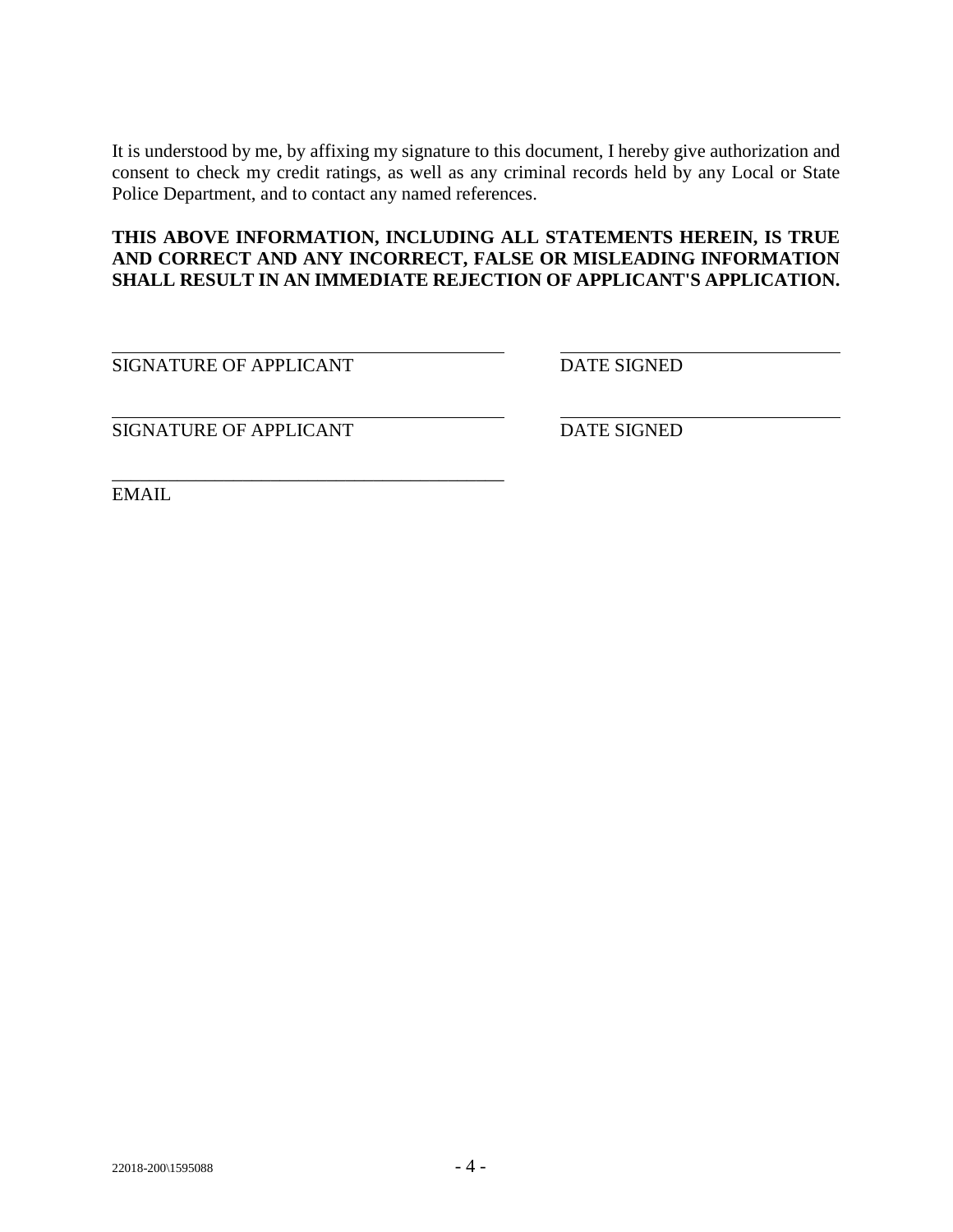It is understood by me, by affixing my signature to this document, I hereby give authorization and consent to check my credit ratings, as well as any criminal records held by any Local or State Police Department, and to contact any named references.

**THIS ABOVE INFORMATION, INCLUDING ALL STATEMENTS HEREIN, IS TRUE AND CORRECT AND ANY INCORRECT, FALSE OR MISLEADING INFORMATION SHALL RESULT IN AN IMMEDIATE REJECTION OF APPLICANT'S APPLICATION.**

\_\_\_\_\_\_\_\_\_\_\_\_\_\_\_\_\_\_\_\_\_\_\_\_\_\_\_\_\_\_\_\_\_\_\_\_\_\_\_\_ &nbsp;&nbsp;&nbsp;&nbsp; \_\_\_\_\_\_\_\_\_\_\_\_\_\_\_\_\_\_\_\_\_\_\_\_\_\_\_\_\_\_
SIGNATURE OF APPLICANT &nbsp;&nbsp;&nbsp;&nbsp; DATE SIGNED

\_\_\_\_\_\_\_\_\_\_\_\_\_\_\_\_\_\_\_\_\_\_\_\_\_\_\_\_\_\_\_\_\_\_\_\_\_\_\_\_ &nbsp;&nbsp;&nbsp;&nbsp; \_\_\_\_\_\_\_\_\_\_\_\_\_\_\_\_\_\_\_\_\_\_\_\_\_\_\_\_\_\_
SIGNATURE OF APPLICANT &nbsp;&nbsp;&nbsp;&nbsp; DATE SIGNED

\_\_\_\_\_\_\_\_\_\_\_\_\_\_\_\_\_\_\_\_\_\_\_\_\_\_\_\_\_\_\_\_\_\_\_\_\_\_\_\_
EMAIL

22018-200\1595088